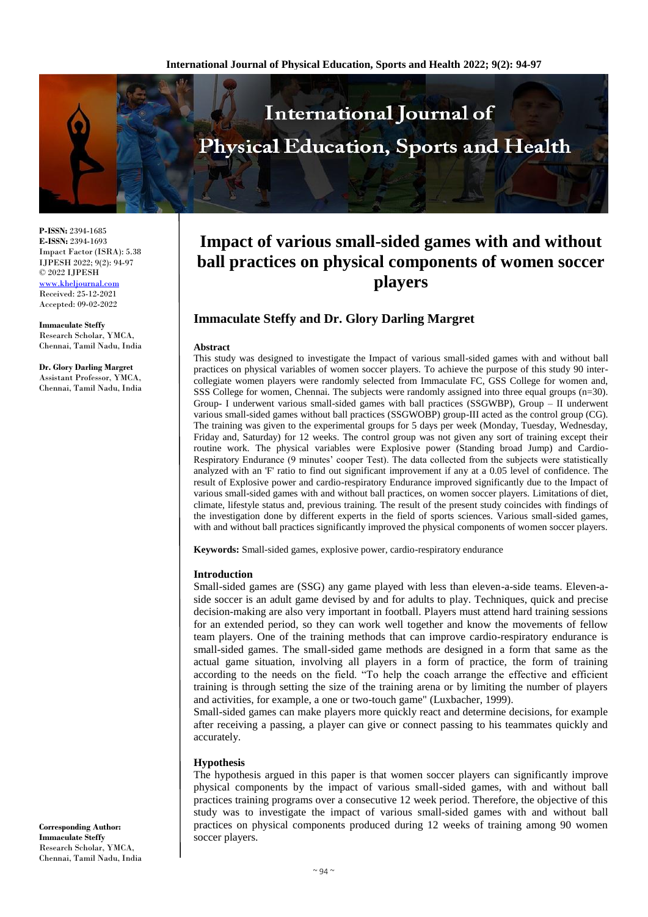P-ISSN: 2394-1685
E-ISSN: 2394-1693
Impact Factor (ISRA): 5.38
IJPESH 2022; 9(2): 94-97
© 2022 IJPESH
www.kheljournal.com
Received: 25-12-2021
Accepted: 09-02-2022

**Immaculate Steffy**
Research Scholar, YMCA, Chennai, Tamil Nadu, India

**Dr. Glory Darling Margret**
Assistant Professor, YMCA, Chennai, Tamil Nadu, India

**Corresponding Author:**
**Immaculate Steffy**
Research Scholar, YMCA, Chennai, Tamil Nadu, India

# Impact of various small-sided games with and without ball practices on physical components of women soccer players

## Immaculate Steffy and Dr. Glory Darling Margret

### Abstract

This study was designed to investigate the Impact of various small-sided games with and without ball practices on physical variables of women soccer players. To achieve the purpose of this study 90 inter-collegiate women players were randomly selected from Immaculate FC, GSS College for women and, SSS College for women, Chennai. The subjects were randomly assigned into three equal groups (n=30). Group- I underwent various small-sided games with ball practices (SSGWBP), Group – II underwent various small-sided games without ball practices (SSGWOBP) group-III acted as the control group (CG). The training was given to the experimental groups for 5 days per week (Monday, Tuesday, Wednesday, Friday and, Saturday) for 12 weeks. The control group was not given any sort of training except their routine work. The physical variables were Explosive power (Standing broad Jump) and Cardio-Respiratory Endurance (9 minutes' cooper Test). The data collected from the subjects were statistically analyzed with an 'F' ratio to find out significant improvement if any at a 0.05 level of confidence. The result of Explosive power and cardio-respiratory Endurance improved significantly due to the Impact of various small-sided games with and without ball practices, on women soccer players. Limitations of diet, climate, lifestyle status and, previous training. The result of the present study coincides with findings of the investigation done by different experts in the field of sports sciences. Various small-sided games, with and without ball practices significantly improved the physical components of women soccer players.

**Keywords:** Small-sided games, explosive power, cardio-respiratory endurance

### Introduction

Small-sided games are (SSG) any game played with less than eleven-a-side teams. Eleven-a-side soccer is an adult game devised by and for adults to play. Techniques, quick and precise decision-making are also very important in football. Players must attend hard training sessions for an extended period, so they can work well together and know the movements of fellow team players. One of the training methods that can improve cardio-respiratory endurance is small-sided games. The small-sided game methods are designed in a form that same as the actual game situation, involving all players in a form of practice, the form of training according to the needs on the field. "To help the coach arrange the effective and efficient training is through setting the size of the training arena or by limiting the number of players and activities, for example, a one or two-touch game" (Luxbacher, 1999).

Small-sided games can make players more quickly react and determine decisions, for example after receiving a passing, a player can give or connect passing to his teammates quickly and accurately.

### Hypothesis

The hypothesis argued in this paper is that women soccer players can significantly improve physical components by the impact of various small-sided games, with and without ball practices training programs over a consecutive 12 week period. Therefore, the objective of this study was to investigate the impact of various small-sided games with and without ball practices on physical components produced during 12 weeks of training among 90 women soccer players.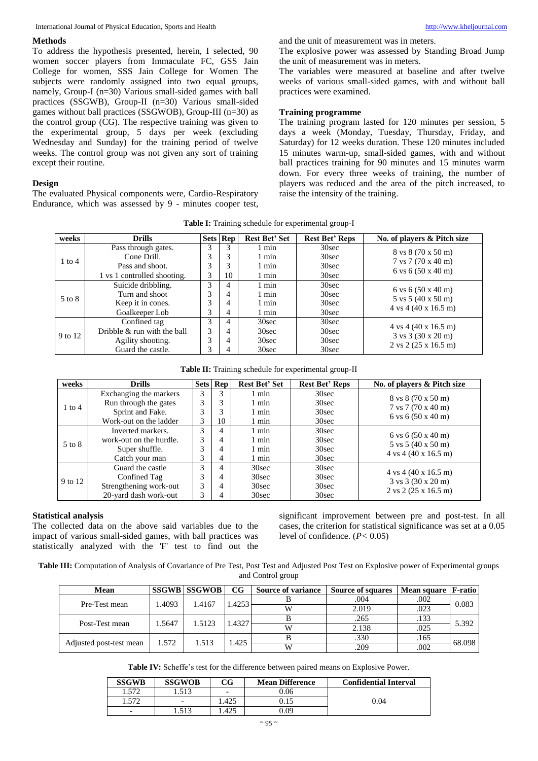## Methods

To address the hypothesis presented, herein, I selected, 90 women soccer players from Immaculate FC, GSS Jain College for women, SSS Jain College for Women The subjects were randomly assigned into two equal groups, namely, Group-I (n=30) Various small-sided games with ball practices (SSGWB), Group-II (n=30) Various small-sided games without ball practices (SSGWOB), Group-III (n=30) as the control group (CG). The respective training was given to the experimental group, 5 days per week (excluding Wednesday and Sunday) for the training period of twelve weeks. The control group was not given any sort of training except their routine.

## Design

The evaluated Physical components were, Cardio-Respiratory Endurance, which was assessed by 9 - minutes cooper test, and the unit of measurement was in meters.

The explosive power was assessed by Standing Broad Jump the unit of measurement was in meters.

The variables were measured at baseline and after twelve weeks of various small-sided games, with and without ball practices were examined.

## Training programme

The training program lasted for 120 minutes per session, 5 days a week (Monday, Tuesday, Thursday, Friday, and Saturday) for 12 weeks duration. These 120 minutes included 15 minutes warm-up, small-sided games, with and without ball practices training for 90 minutes and 15 minutes warm down. For every three weeks of training, the number of players was reduced and the area of the pitch increased, to raise the intensity of the training.

**Table I:** Training schedule for experimental group-I

| weeks | Drills | Sets | Rep | Rest Bet' Set | Rest Bet' Reps | No. of players & Pitch size |
|---|---|---|---|---|---|---|
| 1 to 4 | Pass through gates. | 3 | 3 | 1 min | 30sec | 8 vs 8 (70 x 50 m) 7 vs 7 (70 x 40 m) 6 vs 6 (50 x 40 m) |
| | Cone Drill. | 3 | 3 | 1 min | 30sec | |
| | Pass and shoot. | 3 | 3 | 1 min | 30sec | |
| | 1 vs 1 controlled shooting. | 3 | 10 | 1 min | 30sec | |
| 5 to 8 | Suicide dribbling. | 3 | 4 | 1 min | 30sec | 6 vs 6 (50 x 40 m) 5 vs 5 (40 x 50 m) 4 vs 4 (40 x 16.5 m) |
| | Turn and shoot | 3 | 4 | 1 min | 30sec | |
| | Keep it in cones. | 3 | 4 | 1 min | 30sec | |
| | Goalkeeper Lob | 3 | 4 | 1 min | 30sec | |
| 9 to 12 | Confined tag | 3 | 4 | 30sec | 30sec | 4 vs 4 (40 x 16.5 m) 3 vs 3 (30 x 20 m) 2 vs 2 (25 x 16.5 m) |
| | Dribble & run with the ball | 3 | 4 | 30sec | 30sec | |
| | Agility shooting. | 3 | 4 | 30sec | 30sec | |
| | Guard the castle. | 3 | 4 | 30sec | 30sec | |

**Table II:** Training schedule for experimental group-II

| weeks | Drills | Sets | Rep | Rest Bet' Set | Rest Bet' Reps | No. of players & Pitch size |
|---|---|---|---|---|---|---|
| 1 to 4 | Exchanging the markers | 3 | 3 | 1 min | 30sec | 8 vs 8 (70 x 50 m) 7 vs 7 (70 x 40 m) 6 vs 6 (50 x 40 m) |
| | Run through the gates | 3 | 3 | 1 min | 30sec | |
| | Sprint and Fake. | 3 | 3 | 1 min | 30sec | |
| | Work-out on the ladder | 3 | 10 | 1 min | 30sec | |
| 5 to 8 | Inverted markers. | 3 | 4 | 1 min | 30sec | 6 vs 6 (50 x 40 m) 5 vs 5 (40 x 50 m) 4 vs 4 (40 x 16.5 m) |
| | work-out on the hurdle. | 3 | 4 | 1 min | 30sec | |
| | Super shuffle. | 3 | 4 | 1 min | 30sec | |
| | Catch your man | 3 | 4 | 1 min | 30sec | |
| 9 to 12 | Guard the castle | 3 | 4 | 30sec | 30sec | 4 vs 4 (40 x 16.5 m) 3 vs 3 (30 x 20 m) 2 vs 2 (25 x 16.5 m) |
| | Confined Tag | 3 | 4 | 30sec | 30sec | |
| | Strengthening work-out | 3 | 4 | 30sec | 30sec | |
| | 20-yard dash work-out | 3 | 4 | 30sec | 30sec | |

## Statistical analysis

The collected data on the above said variables due to the impact of various small-sided games, with ball practices was statistically analyzed with the 'F' test to find out the significant improvement between pre and post-test. In all cases, the criterion for statistical significance was set at a 0.05 level of confidence. ($P < 0.05$)

**Table III:** Computation of Analysis of Covariance of Pre Test, Post Test and Adjusted Post Test on Explosive power of Experimental groups and Control group

| Mean | SSGWB | SSGWOB | CG | Source of variance | Source of squares | Mean square | F-ratio |
|---|---|---|---|---|---|---|---|
| Pre-Test mean | 1.4093 | 1.4167 | 1.4253 | B | .004 | .002 | 0.083 |
| | | | | W | 2.019 | .023 | |
| Post-Test mean | 1.5647 | 1.5123 | 1.4327 | B | .265 | .133 | 5.392 |
| | | | | W | 2.138 | .025 | |
| Adjusted post-test mean | 1.572 | 1.513 | 1.425 | B | .330 | .165 | 68.098 |
| | | | | W | .209 | .002 | |

**Table IV:** Scheffe's test for the difference between paired means on Explosive Power.

| SSGWB | SSGWOB | CG | Mean Difference | Confidential Interval |
|---|---|---|---|---|
| 1.572 | 1.513 | - | 0.06 | 0.04 |
| 1.572 | - | 1.425 | 0.15 | |
| - | 1.513 | 1.425 | 0.09 | |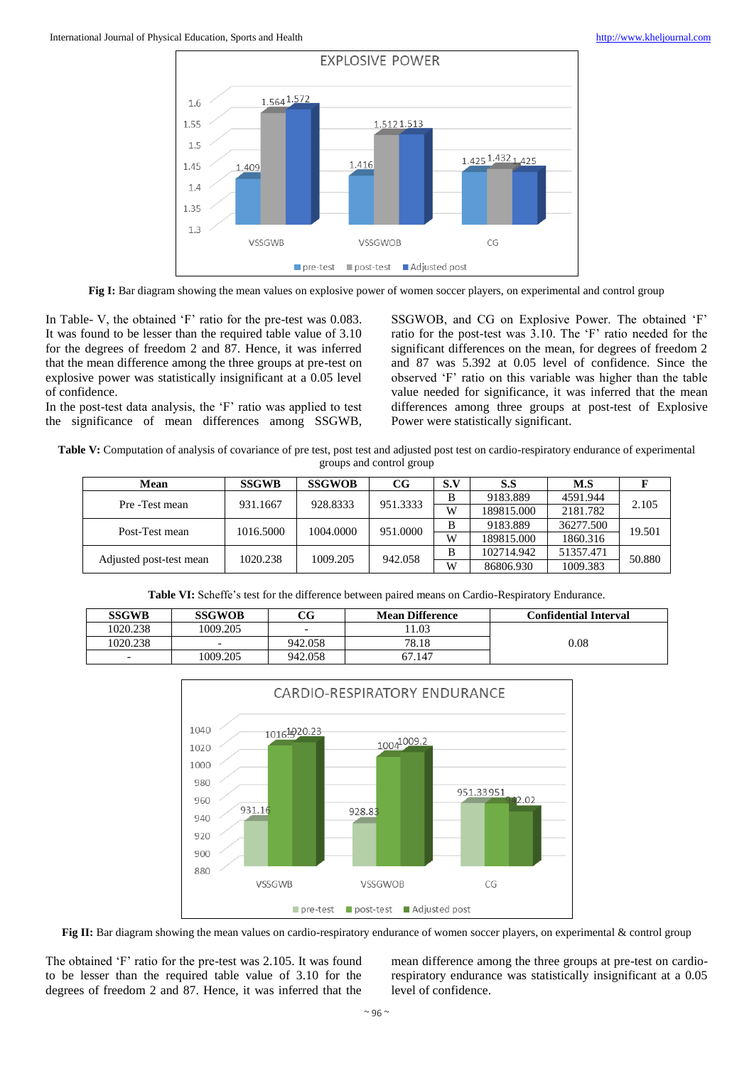**Fig I:** Bar diagram showing the mean values on explosive power of women soccer players, on experimental and control group

In Table- V, the obtained 'F' ratio for the pre-test was 0.083. It was found to be lesser than the required table value of 3.10 for the degrees of freedom 2 and 87. Hence, it was inferred that the mean difference among the three groups at pre-test on explosive power was statistically insignificant at a 0.05 level of confidence.

In the post-test data analysis, the 'F' ratio was applied to test the significance of mean differences among SSGWB, SSGWOB, and CG on Explosive Power. The obtained 'F' ratio for the post-test was 3.10. The 'F' ratio needed for the significant differences on the mean, for degrees of freedom 2 and 87 was 5.392 at 0.05 level of confidence. Since the observed 'F' ratio on this variable was higher than the table value needed for significance, it was inferred that the mean differences among three groups at post-test of Explosive Power were statistically significant.

**Table V:** Computation of analysis of covariance of pre test, post test and adjusted post test on cardio-respiratory endurance of experimental groups and control group

| Mean | SSGWB | SSGWOB | CG | S.V | S.S | M.S | F |
|---|---|---|---|---|---|---|---|
| Pre -Test mean | 931.1667 | 928.8333 | 951.3333 | B | 9183.889 | 4591.944 | 2.105 |
| | | | | W | 189815.000 | 2181.782 | |
| Post-Test mean | 1016.5000 | 1004.0000 | 951.0000 | B | 9183.889 | 36277.500 | 19.501 |
| | | | | W | 189815.000 | 1860.316 | |
| Adjusted post-test mean | 1020.238 | 1009.205 | 942.058 | B | 102714.942 | 51357.471 | 50.880 |
| | | | | W | 86806.930 | 1009.383 | |

**Table VI:** Scheffe's test for the difference between paired means on Cardio-Respiratory Endurance.

| SSGWB | SSGWOB | CG | Mean Difference | Confidential Interval |
|---|---|---|---|---|
| 1020.238 | 1009.205 | - | 11.03 | 0.08 |
| 1020.238 | - | 942.058 | 78.18 | |
| - | 1009.205 | 942.058 | 67.147 | |

**Fig II:** Bar diagram showing the mean values on cardio-respiratory endurance of women soccer players, on experimental & control group

The obtained 'F' ratio for the pre-test was 2.105. It was found to be lesser than the required table value of 3.10 for the degrees of freedom 2 and 87. Hence, it was inferred that the mean difference among the three groups at pre-test on cardio-respiratory endurance was statistically insignificant at a 0.05 level of confidence.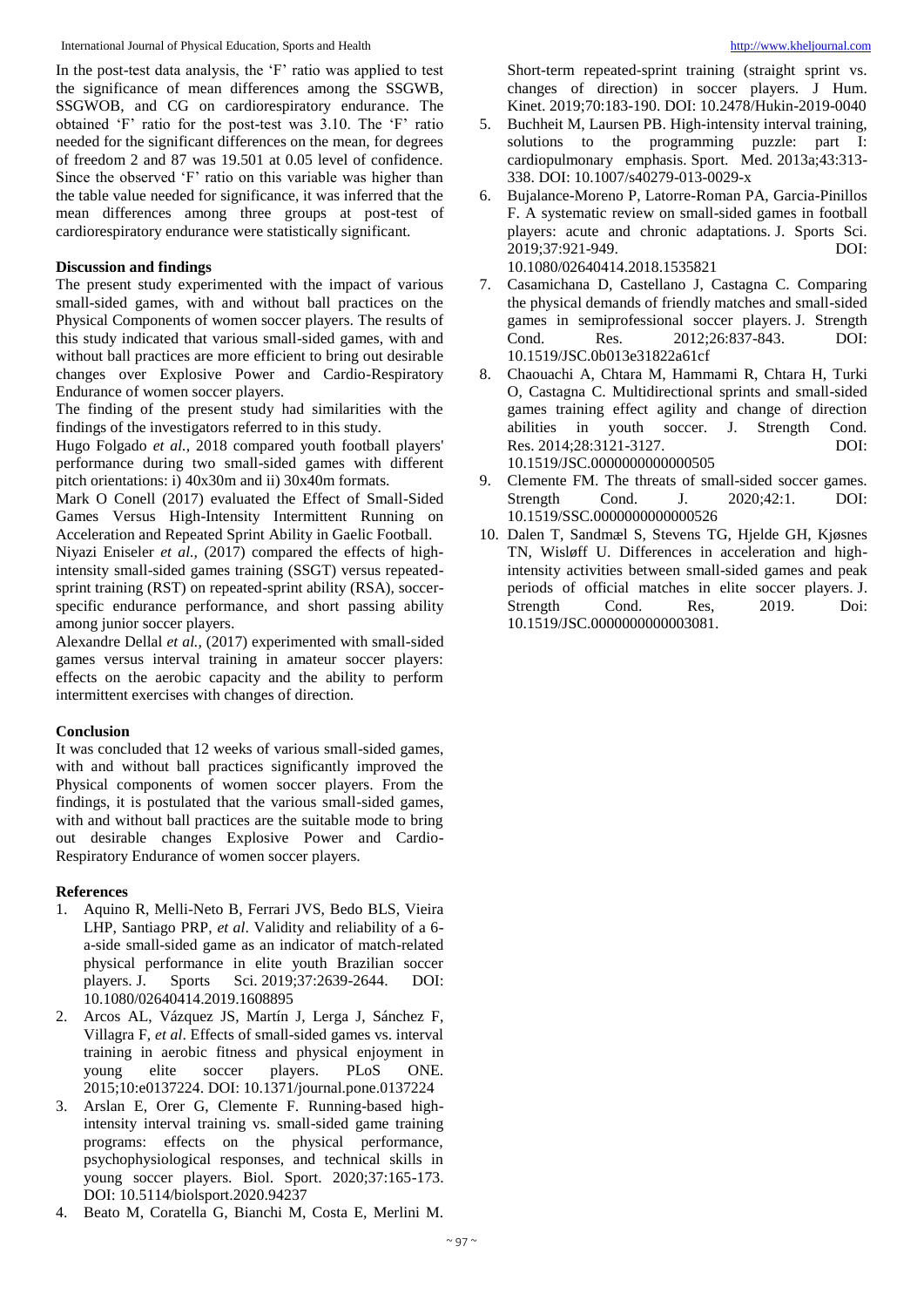In the post-test data analysis, the 'F' ratio was applied to test the significance of mean differences among the SSGWB, SSGWOB, and CG on cardiorespiratory endurance. The obtained 'F' ratio for the post-test was 3.10. The 'F' ratio needed for the significant differences on the mean, for degrees of freedom 2 and 87 was 19.501 at 0.05 level of confidence. Since the observed 'F' ratio on this variable was higher than the table value needed for significance, it was inferred that the mean differences among three groups at post-test of cardiorespiratory endurance were statistically significant.

## Discussion and findings

The present study experimented with the impact of various small-sided games, with and without ball practices on the Physical Components of women soccer players. The results of this study indicated that various small-sided games, with and without ball practices are more efficient to bring out desirable changes over Explosive Power and Cardio-Respiratory Endurance of women soccer players.

The finding of the present study had similarities with the findings of the investigators referred to in this study.

Hugo Folgado *et al.,* 2018 compared youth football players' performance during two small-sided games with different pitch orientations: i) 40x30m and ii) 30x40m formats.

Mark O Conell (2017) evaluated the Effect of Small-Sided Games Versus High-Intensity Intermittent Running on Acceleration and Repeated Sprint Ability in Gaelic Football.

Niyazi Eniseler *et al.,* (2017) compared the effects of high-intensity small-sided games training (SSGT) versus repeated-sprint training (RST) on repeated-sprint ability (RSA), soccer-specific endurance performance, and short passing ability among junior soccer players.

Alexandre Dellal *et al.,* (2017) experimented with small-sided games versus interval training in amateur soccer players: effects on the aerobic capacity and the ability to perform intermittent exercises with changes of direction.

## Conclusion

It was concluded that 12 weeks of various small-sided games, with and without ball practices significantly improved the Physical components of women soccer players. From the findings, it is postulated that the various small-sided games, with and without ball practices are the suitable mode to bring out desirable changes Explosive Power and Cardio-Respiratory Endurance of women soccer players.

## References

1. Aquino R, Melli-Neto B, Ferrari JVS, Bedo BLS, Vieira LHP, Santiago PRP, *et al*. Validity and reliability of a 6-a-side small-sided game as an indicator of match-related physical performance in elite youth Brazilian soccer players. J. Sports Sci. 2019;37:2639-2644. DOI: 10.1080/02640414.2019.1608895
2. Arcos AL, Vázquez JS, Martín J, Lerga J, Sánchez F, Villagra F, *et al*. Effects of small-sided games vs. interval training in aerobic fitness and physical enjoyment in young elite soccer players. PLoS ONE. 2015;10:e0137224. DOI: 10.1371/journal.pone.0137224
3. Arslan E, Orer G, Clemente F. Running-based high-intensity interval training vs. small-sided game training programs: effects on the physical performance, psychophysiological responses, and technical skills in young soccer players. Biol. Sport. 2020;37:165-173. DOI: 10.5114/biolsport.2020.94237
4. Beato M, Coratella G, Bianchi M, Costa E, Merlini M. Short-term repeated-sprint training (straight sprint vs. changes of direction) in soccer players. J Hum. Kinet. 2019;70:183-190. DOI: 10.2478/Hukin-2019-0040
5. Buchheit M, Laursen PB. High-intensity interval training, solutions to the programming puzzle: part I: cardiopulmonary emphasis. Sport. Med. 2013a;43:313-338. DOI: 10.1007/s40279-013-0029-x
6. Bujalance-Moreno P, Latorre-Roman PA, Garcia-Pinillos F. A systematic review on small-sided games in football players: acute and chronic adaptations. J. Sports Sci. 2019;37:921-949. DOI: 10.1080/02640414.2018.1535821
7. Casamichana D, Castellano J, Castagna C. Comparing the physical demands of friendly matches and small-sided games in semiprofessional soccer players. J. Strength Cond. Res. 2012;26:837-843. DOI: 10.1519/JSC.0b013e31822a61cf
8. Chaouachi A, Chtara M, Hammami R, Chtara H, Turki O, Castagna C. Multidirectional sprints and small-sided games training effect agility and change of direction abilities in youth soccer. J. Strength Cond. Res. 2014;28:3121-3127. DOI: 10.1519/JSC.0000000000000505
9. Clemente FM. The threats of small-sided soccer games. Strength Cond. J. 2020;42:1. DOI: 10.1519/SSC.0000000000000526
10. Dalen T, Sandmæl S, Stevens TG, Hjelde GH, Kjøsnes TN, Wisløff U. Differences in acceleration and high-intensity activities between small-sided games and peak periods of official matches in elite soccer players. J. Strength Cond. Res, 2019. Doi: 10.1519/JSC.0000000000003081.